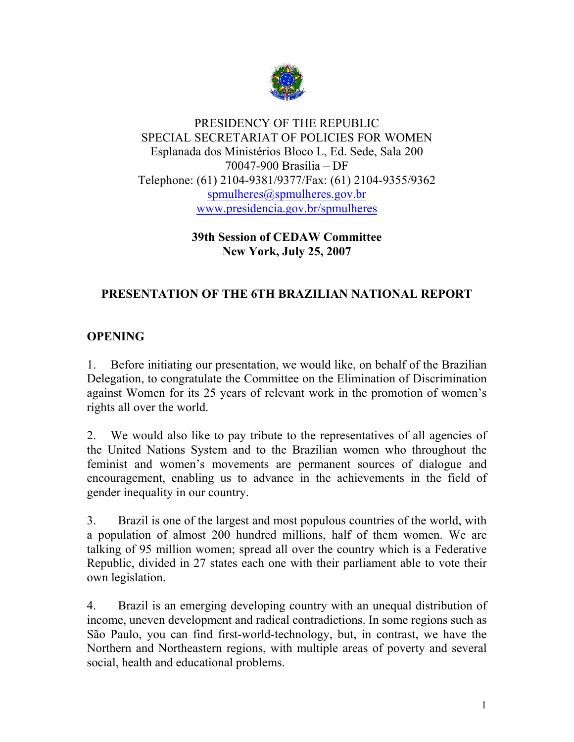PRESIDENCY OF THE REPUBLIC
SPECIAL SECRETARIAT OF POLICIES FOR WOMEN
Esplanada dos Ministérios Bloco L, Ed. Sede, Sala 200
70047-900 Brasília – DF
Telephone: (61) 2104-9381/9377/Fax: (61) 2104-9355/9362
spmulheres@spmulheres.gov.br
www.presidencia.gov.br/spmulheres

**39th Session of CEDAW Committee**
**New York, July 25, 2007**

# PRESENTATION OF THE 6TH BRAZILIAN NATIONAL REPORT

## OPENING

1. Before initiating our presentation, we would like, on behalf of the Brazilian Delegation, to congratulate the Committee on the Elimination of Discrimination against Women for its 25 years of relevant work in the promotion of women's rights all over the world.

2. We would also like to pay tribute to the representatives of all agencies of the United Nations System and to the Brazilian women who throughout the feminist and women's movements are permanent sources of dialogue and encouragement, enabling us to advance in the achievements in the field of gender inequality in our country.

3. Brazil is one of the largest and most populous countries of the world, with a population of almost 200 hundred millions, half of them women. We are talking of 95 million women; spread all over the country which is a Federative Republic, divided in 27 states each one with their parliament able to vote their own legislation.

4. Brazil is an emerging developing country with an unequal distribution of income, uneven development and radical contradictions. In some regions such as São Paulo, you can find first-world-technology, but, in contrast, we have the Northern and Northeastern regions, with multiple areas of poverty and several social, health and educational problems.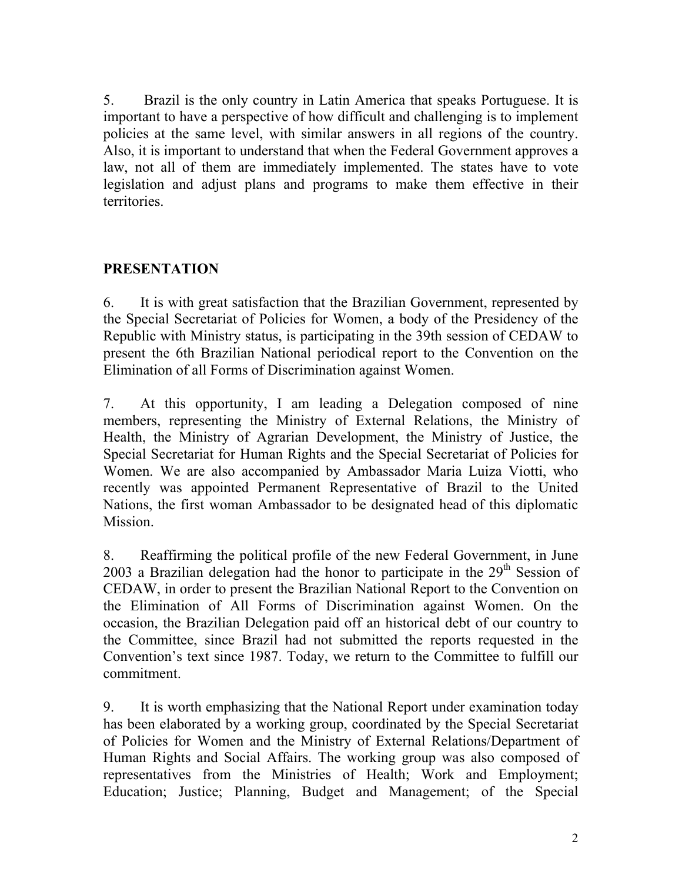5. Brazil is the only country in Latin America that speaks Portuguese. It is important to have a perspective of how difficult and challenging is to implement policies at the same level, with similar answers in all regions of the country. Also, it is important to understand that when the Federal Government approves a law, not all of them are immediately implemented. The states have to vote legislation and adjust plans and programs to make them effective in their territories.

## PRESENTATION

6. It is with great satisfaction that the Brazilian Government, represented by the Special Secretariat of Policies for Women, a body of the Presidency of the Republic with Ministry status, is participating in the 39th session of CEDAW to present the 6th Brazilian National periodical report to the Convention on the Elimination of all Forms of Discrimination against Women.

7. At this opportunity, I am leading a Delegation composed of nine members, representing the Ministry of External Relations, the Ministry of Health, the Ministry of Agrarian Development, the Ministry of Justice, the Special Secretariat for Human Rights and the Special Secretariat of Policies for Women. We are also accompanied by Ambassador Maria Luiza Viotti, who recently was appointed Permanent Representative of Brazil to the United Nations, the first woman Ambassador to be designated head of this diplomatic Mission.

8. Reaffirming the political profile of the new Federal Government, in June 2003 a Brazilian delegation had the honor to participate in the 29th Session of CEDAW, in order to present the Brazilian National Report to the Convention on the Elimination of All Forms of Discrimination against Women. On the occasion, the Brazilian Delegation paid off an historical debt of our country to the Committee, since Brazil had not submitted the reports requested in the Convention's text since 1987. Today, we return to the Committee to fulfill our commitment.

9. It is worth emphasizing that the National Report under examination today has been elaborated by a working group, coordinated by the Special Secretariat of Policies for Women and the Ministry of External Relations/Department of Human Rights and Social Affairs. The working group was also composed of representatives from the Ministries of Health; Work and Employment; Education; Justice; Planning, Budget and Management; of the Special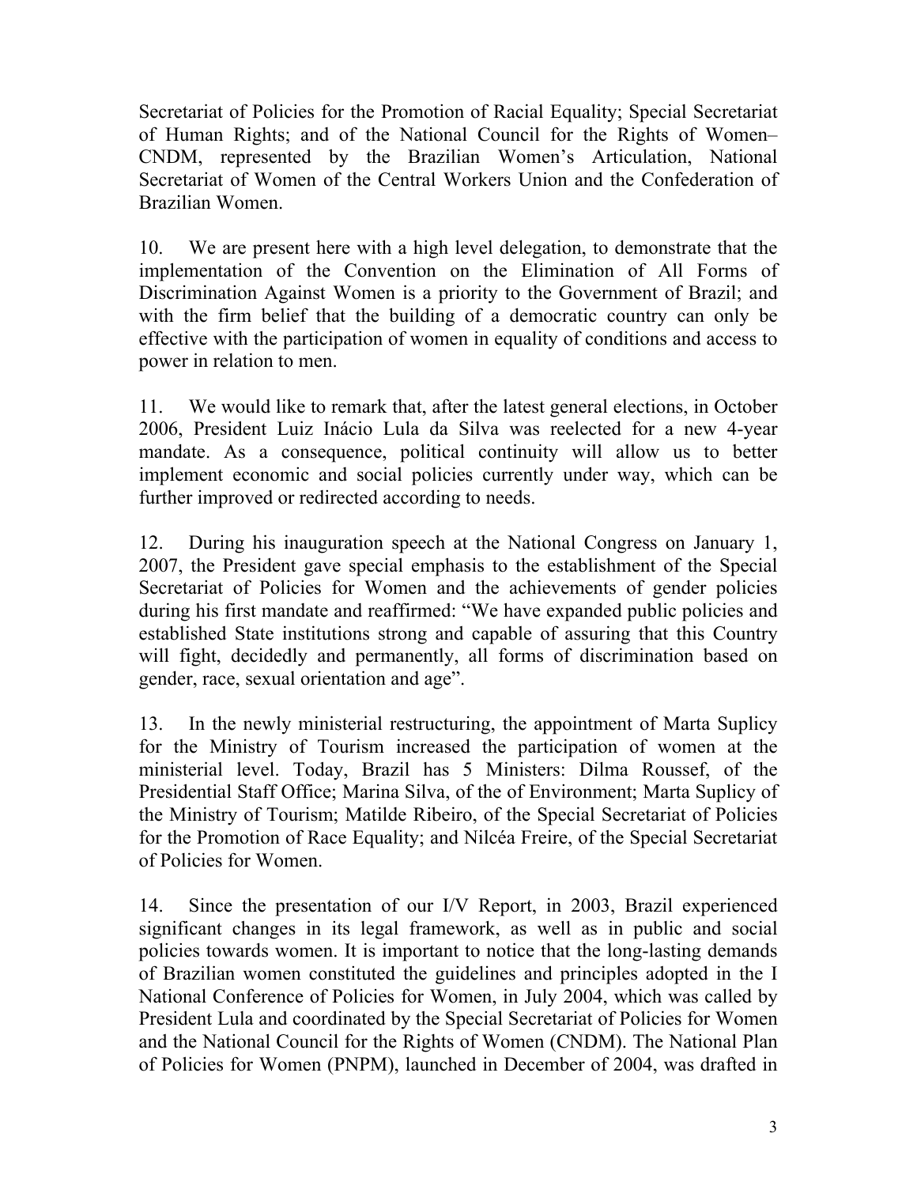Secretariat of Policies for the Promotion of Racial Equality; Special Secretariat of Human Rights; and of the National Council for the Rights of Women–CNDM, represented by the Brazilian Women's Articulation, National Secretariat of Women of the Central Workers Union and the Confederation of Brazilian Women.

10. We are present here with a high level delegation, to demonstrate that the implementation of the Convention on the Elimination of All Forms of Discrimination Against Women is a priority to the Government of Brazil; and with the firm belief that the building of a democratic country can only be effective with the participation of women in equality of conditions and access to power in relation to men.

11. We would like to remark that, after the latest general elections, in October 2006, President Luiz Inácio Lula da Silva was reelected for a new 4-year mandate. As a consequence, political continuity will allow us to better implement economic and social policies currently under way, which can be further improved or redirected according to needs.

12. During his inauguration speech at the National Congress on January 1, 2007, the President gave special emphasis to the establishment of the Special Secretariat of Policies for Women and the achievements of gender policies during his first mandate and reaffirmed: "We have expanded public policies and established State institutions strong and capable of assuring that this Country will fight, decidedly and permanently, all forms of discrimination based on gender, race, sexual orientation and age".

13. In the newly ministerial restructuring, the appointment of Marta Suplicy for the Ministry of Tourism increased the participation of women at the ministerial level. Today, Brazil has 5 Ministers: Dilma Roussef, of the Presidential Staff Office; Marina Silva, of the of Environment; Marta Suplicy of the Ministry of Tourism; Matilde Ribeiro, of the Special Secretariat of Policies for the Promotion of Race Equality; and Nilcéa Freire, of the Special Secretariat of Policies for Women.

14. Since the presentation of our I/V Report, in 2003, Brazil experienced significant changes in its legal framework, as well as in public and social policies towards women. It is important to notice that the long-lasting demands of Brazilian women constituted the guidelines and principles adopted in the I National Conference of Policies for Women, in July 2004, which was called by President Lula and coordinated by the Special Secretariat of Policies for Women and the National Council for the Rights of Women (CNDM). The National Plan of Policies for Women (PNPM), launched in December of 2004, was drafted in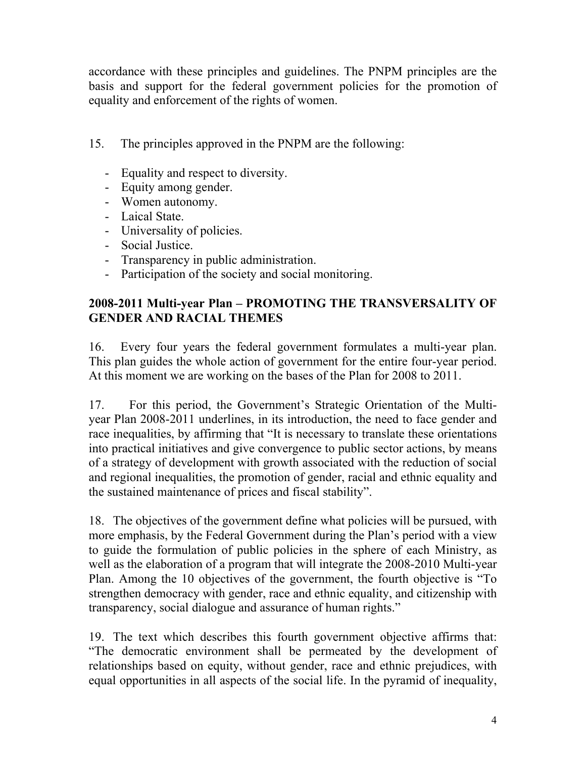accordance with these principles and guidelines. The PNPM principles are the basis and support for the federal government policies for the promotion of equality and enforcement of the rights of women.

15. The principles approved in the PNPM are the following:

- Equality and respect to diversity.
- Equity among gender.
- Women autonomy.
- Laical State.
- Universality of policies.
- Social Justice.
- Transparency in public administration.
- Participation of the society and social monitoring.

**2008-2011 Multi-year Plan – PROMOTING THE TRANSVERSALITY OF GENDER AND RACIAL THEMES**

16. Every four years the federal government formulates a multi-year plan. This plan guides the whole action of government for the entire four-year period. At this moment we are working on the bases of the Plan for 2008 to 2011.

17. For this period, the Government's Strategic Orientation of the Multi-year Plan 2008-2011 underlines, in its introduction, the need to face gender and race inequalities, by affirming that "It is necessary to translate these orientations into practical initiatives and give convergence to public sector actions, by means of a strategy of development with growth associated with the reduction of social and regional inequalities, the promotion of gender, racial and ethnic equality and the sustained maintenance of prices and fiscal stability".

18. The objectives of the government define what policies will be pursued, with more emphasis, by the Federal Government during the Plan's period with a view to guide the formulation of public policies in the sphere of each Ministry, as well as the elaboration of a program that will integrate the 2008-2010 Multi-year Plan. Among the 10 objectives of the government, the fourth objective is "To strengthen democracy with gender, race and ethnic equality, and citizenship with transparency, social dialogue and assurance of human rights."

19. The text which describes this fourth government objective affirms that: "The democratic environment shall be permeated by the development of relationships based on equity, without gender, race and ethnic prejudices, with equal opportunities in all aspects of the social life. In the pyramid of inequality,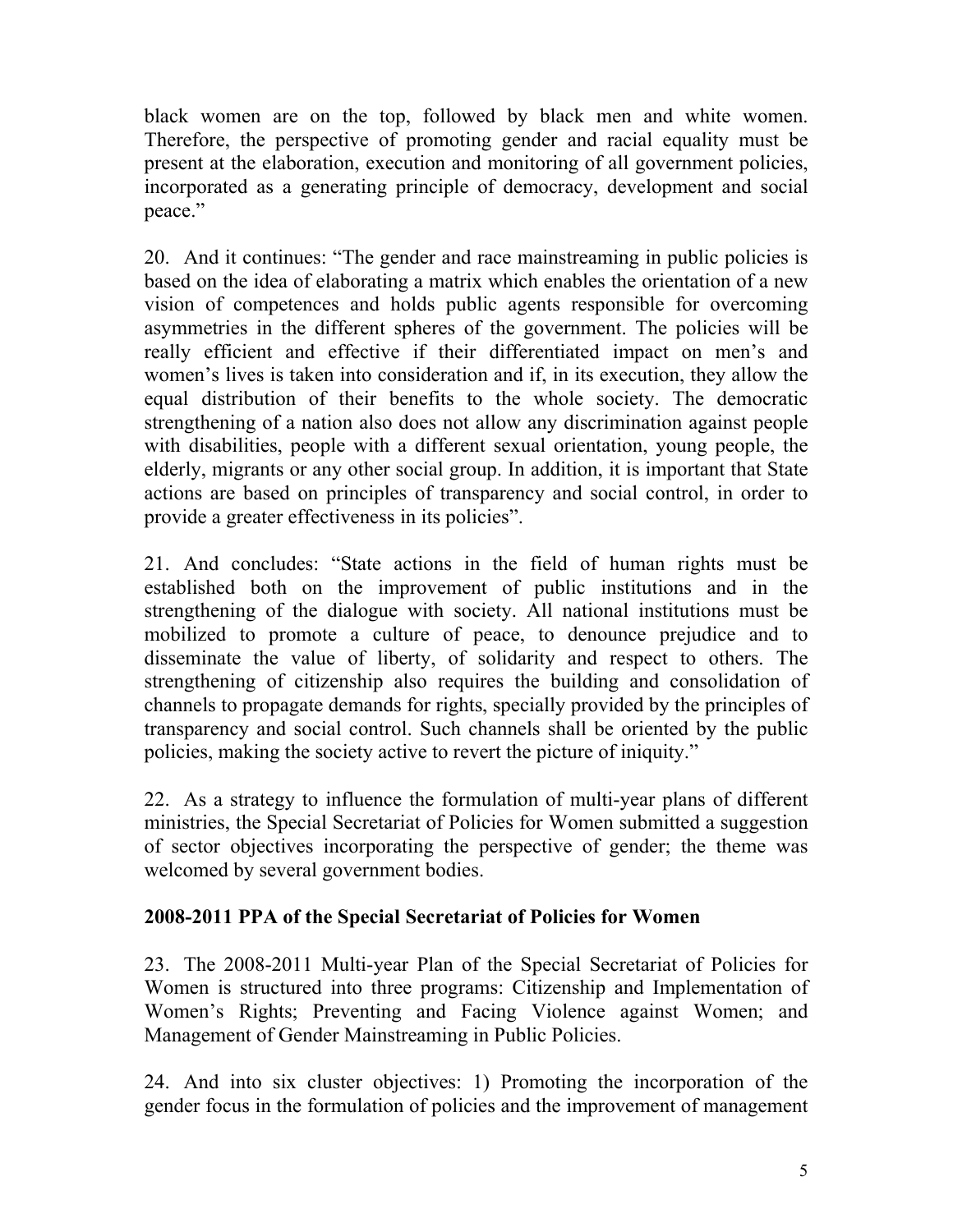black women are on the top, followed by black men and white women. Therefore, the perspective of promoting gender and racial equality must be present at the elaboration, execution and monitoring of all government policies, incorporated as a generating principle of democracy, development and social peace."

20. And it continues: "The gender and race mainstreaming in public policies is based on the idea of elaborating a matrix which enables the orientation of a new vision of competences and holds public agents responsible for overcoming asymmetries in the different spheres of the government. The policies will be really efficient and effective if their differentiated impact on men's and women's lives is taken into consideration and if, in its execution, they allow the equal distribution of their benefits to the whole society. The democratic strengthening of a nation also does not allow any discrimination against people with disabilities, people with a different sexual orientation, young people, the elderly, migrants or any other social group. In addition, it is important that State actions are based on principles of transparency and social control, in order to provide a greater effectiveness in its policies".

21. And concludes: "State actions in the field of human rights must be established both on the improvement of public institutions and in the strengthening of the dialogue with society. All national institutions must be mobilized to promote a culture of peace, to denounce prejudice and to disseminate the value of liberty, of solidarity and respect to others. The strengthening of citizenship also requires the building and consolidation of channels to propagate demands for rights, specially provided by the principles of transparency and social control. Such channels shall be oriented by the public policies, making the society active to revert the picture of iniquity."

22. As a strategy to influence the formulation of multi-year plans of different ministries, the Special Secretariat of Policies for Women submitted a suggestion of sector objectives incorporating the perspective of gender; the theme was welcomed by several government bodies.

**2008-2011 PPA of the Special Secretariat of Policies for Women**

23. The 2008-2011 Multi-year Plan of the Special Secretariat of Policies for Women is structured into three programs: Citizenship and Implementation of Women's Rights; Preventing and Facing Violence against Women; and Management of Gender Mainstreaming in Public Policies.

24. And into six cluster objectives: 1) Promoting the incorporation of the gender focus in the formulation of policies and the improvement of management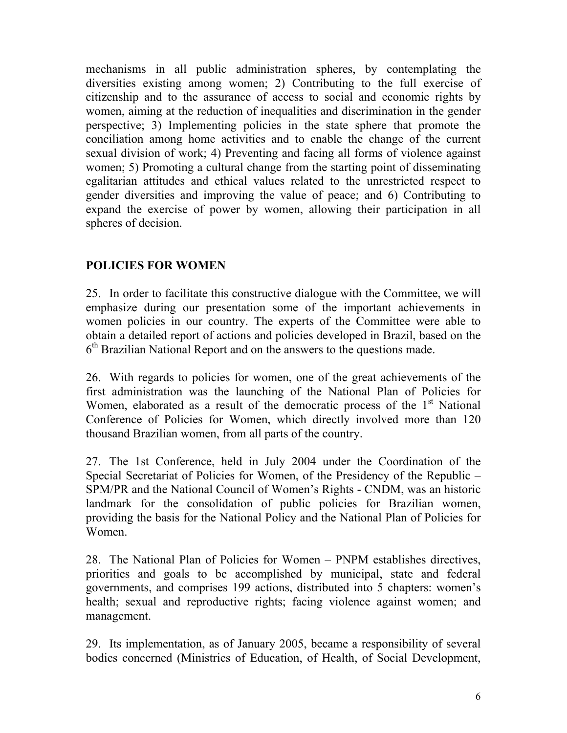mechanisms in all public administration spheres, by contemplating the diversities existing among women; 2) Contributing to the full exercise of citizenship and to the assurance of access to social and economic rights by women, aiming at the reduction of inequalities and discrimination in the gender perspective; 3) Implementing policies in the state sphere that promote the conciliation among home activities and to enable the change of the current sexual division of work; 4) Preventing and facing all forms of violence against women; 5) Promoting a cultural change from the starting point of disseminating egalitarian attitudes and ethical values related to the unrestricted respect to gender diversities and improving the value of peace; and 6) Contributing to expand the exercise of power by women, allowing their participation in all spheres of decision.

## POLICIES FOR WOMEN

25. In order to facilitate this constructive dialogue with the Committee, we will emphasize during our presentation some of the important achievements in women policies in our country. The experts of the Committee were able to obtain a detailed report of actions and policies developed in Brazil, based on the 6th Brazilian National Report and on the answers to the questions made.

26. With regards to policies for women, one of the great achievements of the first administration was the launching of the National Plan of Policies for Women, elaborated as a result of the democratic process of the 1st National Conference of Policies for Women, which directly involved more than 120 thousand Brazilian women, from all parts of the country.

27. The 1st Conference, held in July 2004 under the Coordination of the Special Secretariat of Policies for Women, of the Presidency of the Republic – SPM/PR and the National Council of Women's Rights - CNDM, was an historic landmark for the consolidation of public policies for Brazilian women, providing the basis for the National Policy and the National Plan of Policies for Women.

28. The National Plan of Policies for Women – PNPM establishes directives, priorities and goals to be accomplished by municipal, state and federal governments, and comprises 199 actions, distributed into 5 chapters: women's health; sexual and reproductive rights; facing violence against women; and management.

29. Its implementation, as of January 2005, became a responsibility of several bodies concerned (Ministries of Education, of Health, of Social Development,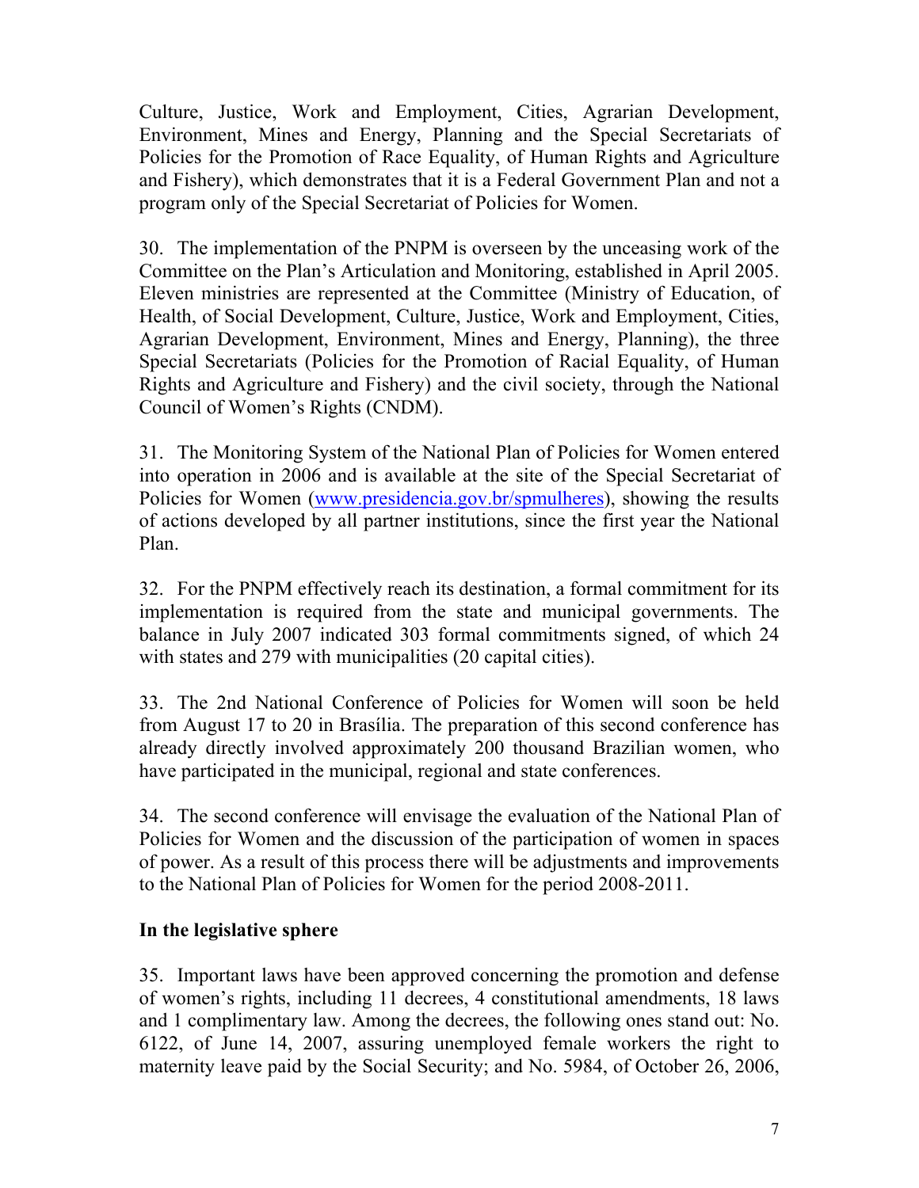Culture, Justice, Work and Employment, Cities, Agrarian Development, Environment, Mines and Energy, Planning and the Special Secretariats of Policies for the Promotion of Race Equality, of Human Rights and Agriculture and Fishery), which demonstrates that it is a Federal Government Plan and not a program only of the Special Secretariat of Policies for Women.

30. The implementation of the PNPM is overseen by the unceasing work of the Committee on the Plan's Articulation and Monitoring, established in April 2005. Eleven ministries are represented at the Committee (Ministry of Education, of Health, of Social Development, Culture, Justice, Work and Employment, Cities, Agrarian Development, Environment, Mines and Energy, Planning), the three Special Secretariats (Policies for the Promotion of Racial Equality, of Human Rights and Agriculture and Fishery) and the civil society, through the National Council of Women's Rights (CNDM).

31. The Monitoring System of the National Plan of Policies for Women entered into operation in 2006 and is available at the site of the Special Secretariat of Policies for Women (www.presidencia.gov.br/spmulheres), showing the results of actions developed by all partner institutions, since the first year the National Plan.

32. For the PNPM effectively reach its destination, a formal commitment for its implementation is required from the state and municipal governments. The balance in July 2007 indicated 303 formal commitments signed, of which 24 with states and 279 with municipalities (20 capital cities).

33. The 2nd National Conference of Policies for Women will soon be held from August 17 to 20 in Brasília. The preparation of this second conference has already directly involved approximately 200 thousand Brazilian women, who have participated in the municipal, regional and state conferences.

34. The second conference will envisage the evaluation of the National Plan of Policies for Women and the discussion of the participation of women in spaces of power. As a result of this process there will be adjustments and improvements to the National Plan of Policies for Women for the period 2008-2011.

**In the legislative sphere**

35. Important laws have been approved concerning the promotion and defense of women's rights, including 11 decrees, 4 constitutional amendments, 18 laws and 1 complimentary law. Among the decrees, the following ones stand out: No. 6122, of June 14, 2007, assuring unemployed female workers the right to maternity leave paid by the Social Security; and No. 5984, of October 26, 2006,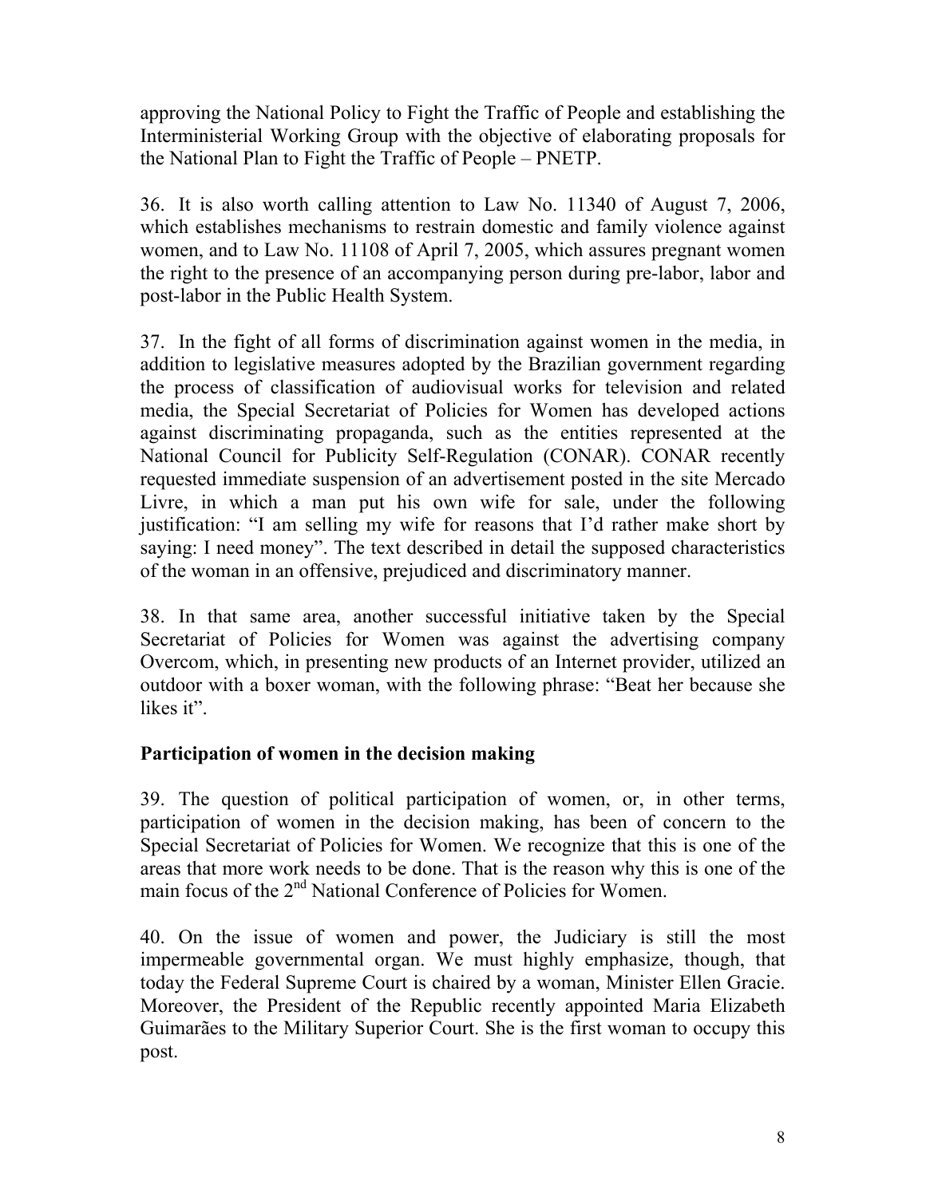approving the National Policy to Fight the Traffic of People and establishing the Interministerial Working Group with the objective of elaborating proposals for the National Plan to Fight the Traffic of People – PNETP.

36. It is also worth calling attention to Law No. 11340 of August 7, 2006, which establishes mechanisms to restrain domestic and family violence against women, and to Law No. 11108 of April 7, 2005, which assures pregnant women the right to the presence of an accompanying person during pre-labor, labor and post-labor in the Public Health System.

37. In the fight of all forms of discrimination against women in the media, in addition to legislative measures adopted by the Brazilian government regarding the process of classification of audiovisual works for television and related media, the Special Secretariat of Policies for Women has developed actions against discriminating propaganda, such as the entities represented at the National Council for Publicity Self-Regulation (CONAR). CONAR recently requested immediate suspension of an advertisement posted in the site Mercado Livre, in which a man put his own wife for sale, under the following justification: "I am selling my wife for reasons that I'd rather make short by saying: I need money". The text described in detail the supposed characteristics of the woman in an offensive, prejudiced and discriminatory manner.

38. In that same area, another successful initiative taken by the Special Secretariat of Policies for Women was against the advertising company Overcom, which, in presenting new products of an Internet provider, utilized an outdoor with a boxer woman, with the following phrase: "Beat her because she likes it".

## Participation of women in the decision making

39. The question of political participation of women, or, in other terms, participation of women in the decision making, has been of concern to the Special Secretariat of Policies for Women. We recognize that this is one of the areas that more work needs to be done. That is the reason why this is one of the main focus of the 2nd National Conference of Policies for Women.

40. On the issue of women and power, the Judiciary is still the most impermeable governmental organ. We must highly emphasize, though, that today the Federal Supreme Court is chaired by a woman, Minister Ellen Gracie. Moreover, the President of the Republic recently appointed Maria Elizabeth Guimarães to the Military Superior Court. She is the first woman to occupy this post.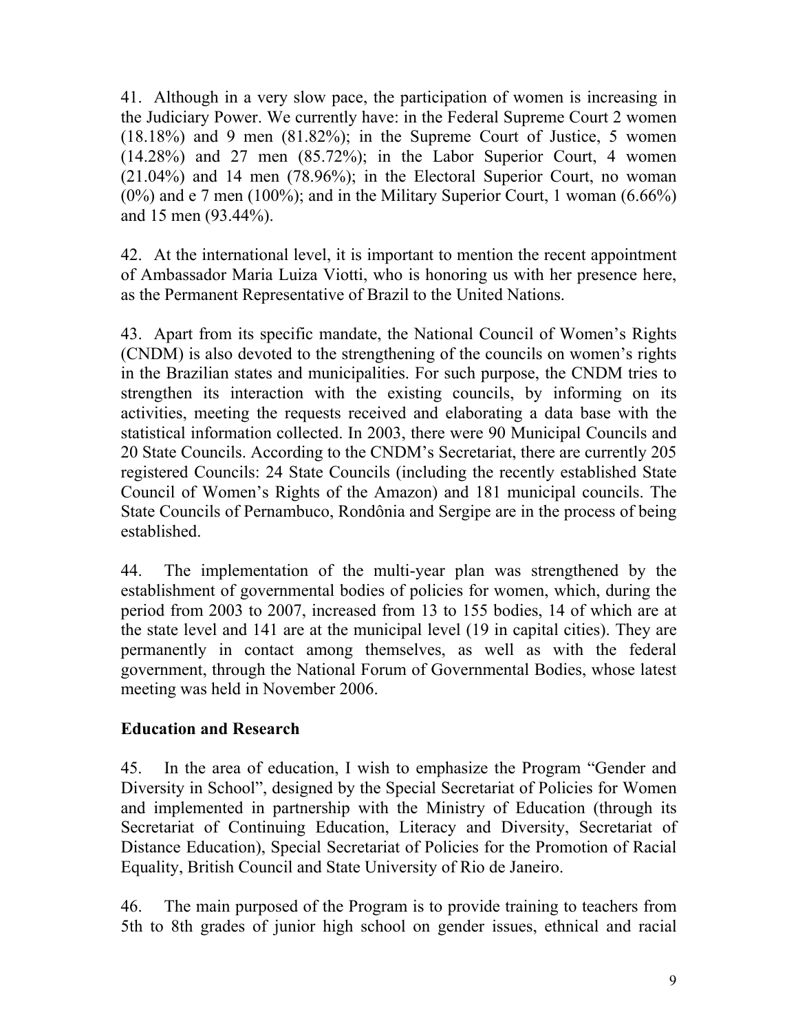41. Although in a very slow pace, the participation of women is increasing in the Judiciary Power. We currently have: in the Federal Supreme Court 2 women (18.18%) and 9 men (81.82%); in the Supreme Court of Justice, 5 women (14.28%) and 27 men (85.72%); in the Labor Superior Court, 4 women (21.04%) and 14 men (78.96%); in the Electoral Superior Court, no woman (0%) and e 7 men (100%); and in the Military Superior Court, 1 woman (6.66%) and 15 men (93.44%).

42. At the international level, it is important to mention the recent appointment of Ambassador Maria Luiza Viotti, who is honoring us with her presence here, as the Permanent Representative of Brazil to the United Nations.

43. Apart from its specific mandate, the National Council of Women's Rights (CNDM) is also devoted to the strengthening of the councils on women's rights in the Brazilian states and municipalities. For such purpose, the CNDM tries to strengthen its interaction with the existing councils, by informing on its activities, meeting the requests received and elaborating a data base with the statistical information collected. In 2003, there were 90 Municipal Councils and 20 State Councils. According to the CNDM's Secretariat, there are currently 205 registered Councils: 24 State Councils (including the recently established State Council of Women's Rights of the Amazon) and 181 municipal councils. The State Councils of Pernambuco, Rondônia and Sergipe are in the process of being established.

44. The implementation of the multi-year plan was strengthened by the establishment of governmental bodies of policies for women, which, during the period from 2003 to 2007, increased from 13 to 155 bodies, 14 of which are at the state level and 141 are at the municipal level (19 in capital cities). They are permanently in contact among themselves, as well as with the federal government, through the National Forum of Governmental Bodies, whose latest meeting was held in November 2006.

## Education and Research

45. In the area of education, I wish to emphasize the Program "Gender and Diversity in School", designed by the Special Secretariat of Policies for Women and implemented in partnership with the Ministry of Education (through its Secretariat of Continuing Education, Literacy and Diversity, Secretariat of Distance Education), Special Secretariat of Policies for the Promotion of Racial Equality, British Council and State University of Rio de Janeiro.

46. The main purposed of the Program is to provide training to teachers from 5th to 8th grades of junior high school on gender issues, ethnical and racial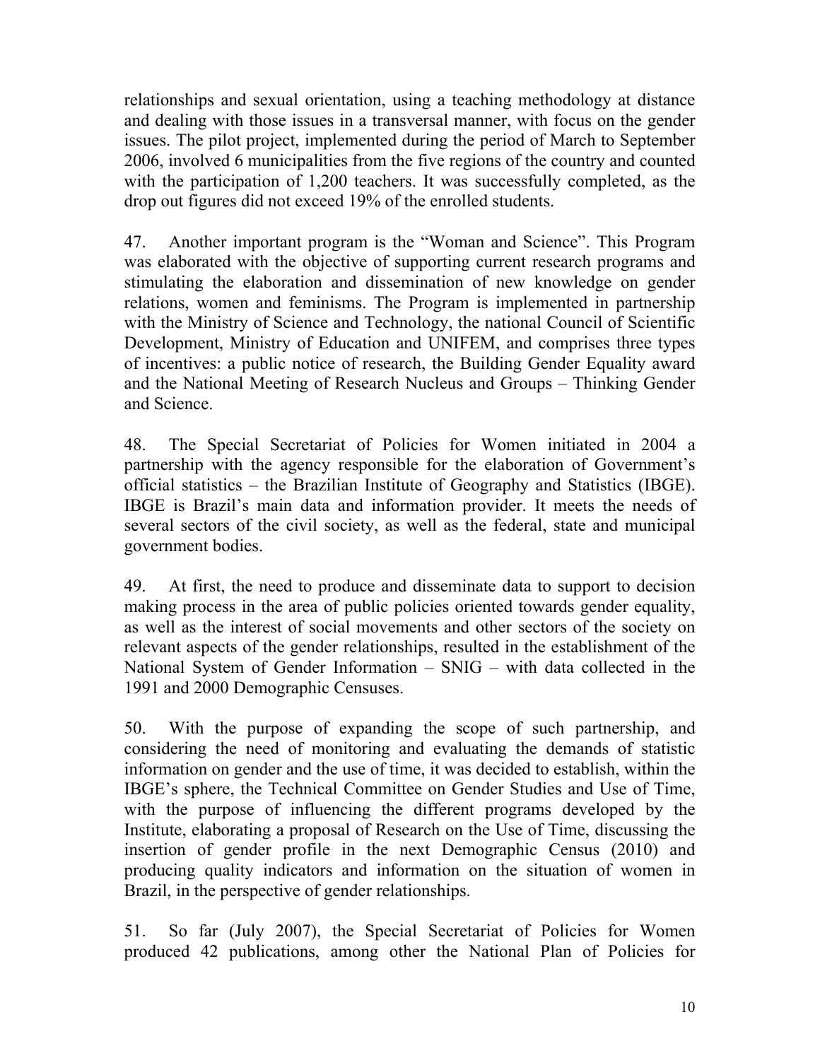relationships and sexual orientation, using a teaching methodology at distance and dealing with those issues in a transversal manner, with focus on the gender issues. The pilot project, implemented during the period of March to September 2006, involved 6 municipalities from the five regions of the country and counted with the participation of 1,200 teachers. It was successfully completed, as the drop out figures did not exceed 19% of the enrolled students.

47. Another important program is the “Woman and Science”. This Program was elaborated with the objective of supporting current research programs and stimulating the elaboration and dissemination of new knowledge on gender relations, women and feminisms. The Program is implemented in partnership with the Ministry of Science and Technology, the national Council of Scientific Development, Ministry of Education and UNIFEM, and comprises three types of incentives: a public notice of research, the Building Gender Equality award and the National Meeting of Research Nucleus and Groups – Thinking Gender and Science.

48. The Special Secretariat of Policies for Women initiated in 2004 a partnership with the agency responsible for the elaboration of Government’s official statistics – the Brazilian Institute of Geography and Statistics (IBGE). IBGE is Brazil’s main data and information provider. It meets the needs of several sectors of the civil society, as well as the federal, state and municipal government bodies.

49. At first, the need to produce and disseminate data to support to decision making process in the area of public policies oriented towards gender equality, as well as the interest of social movements and other sectors of the society on relevant aspects of the gender relationships, resulted in the establishment of the National System of Gender Information – SNIG – with data collected in the 1991 and 2000 Demographic Censuses.

50. With the purpose of expanding the scope of such partnership, and considering the need of monitoring and evaluating the demands of statistic information on gender and the use of time, it was decided to establish, within the IBGE’s sphere, the Technical Committee on Gender Studies and Use of Time, with the purpose of influencing the different programs developed by the Institute, elaborating a proposal of Research on the Use of Time, discussing the insertion of gender profile in the next Demographic Census (2010) and producing quality indicators and information on the situation of women in Brazil, in the perspective of gender relationships.

51. So far (July 2007), the Special Secretariat of Policies for Women produced 42 publications, among other the National Plan of Policies for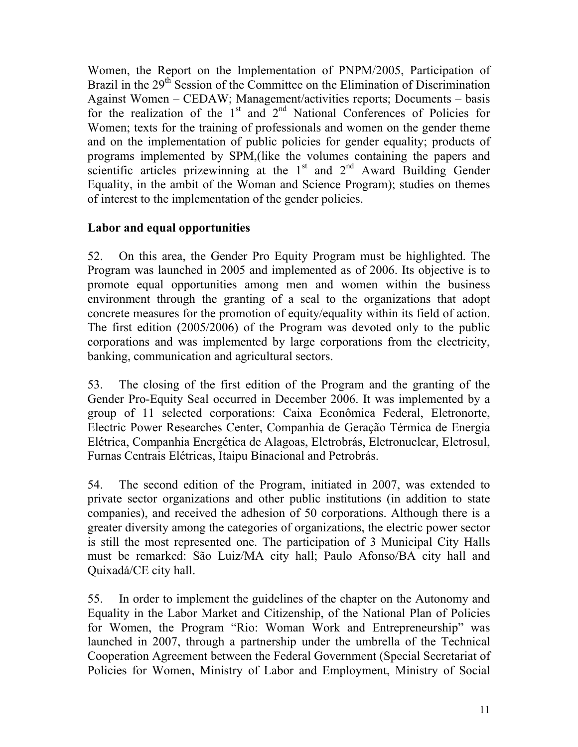Women, the Report on the Implementation of PNPM/2005, Participation of Brazil in the 29th Session of the Committee on the Elimination of Discrimination Against Women – CEDAW; Management/activities reports; Documents – basis for the realization of the 1st and 2nd National Conferences of Policies for Women; texts for the training of professionals and women on the gender theme and on the implementation of public policies for gender equality; products of programs implemented by SPM,(like the volumes containing the papers and scientific articles prizewinning at the 1st and 2nd Award Building Gender Equality, in the ambit of the Woman and Science Program); studies on themes of interest to the implementation of the gender policies.

## Labor and equal opportunities

52. On this area, the Gender Pro Equity Program must be highlighted. The Program was launched in 2005 and implemented as of 2006. Its objective is to promote equal opportunities among men and women within the business environment through the granting of a seal to the organizations that adopt concrete measures for the promotion of equity/equality within its field of action. The first edition (2005/2006) of the Program was devoted only to the public corporations and was implemented by large corporations from the electricity, banking, communication and agricultural sectors.

53. The closing of the first edition of the Program and the granting of the Gender Pro-Equity Seal occurred in December 2006. It was implemented by a group of 11 selected corporations: Caixa Econômica Federal, Eletronorte, Electric Power Researches Center, Companhia de Geração Térmica de Energia Elétrica, Companhia Energética de Alagoas, Eletrobrás, Eletronuclear, Eletrosul, Furnas Centrais Elétricas, Itaipu Binacional and Petrobrás.

54. The second edition of the Program, initiated in 2007, was extended to private sector organizations and other public institutions (in addition to state companies), and received the adhesion of 50 corporations. Although there is a greater diversity among the categories of organizations, the electric power sector is still the most represented one. The participation of 3 Municipal City Halls must be remarked: São Luiz/MA city hall; Paulo Afonso/BA city hall and Quixadá/CE city hall.

55. In order to implement the guidelines of the chapter on the Autonomy and Equality in the Labor Market and Citizenship, of the National Plan of Policies for Women, the Program "Rio: Woman Work and Entrepreneurship" was launched in 2007, through a partnership under the umbrella of the Technical Cooperation Agreement between the Federal Government (Special Secretariat of Policies for Women, Ministry of Labor and Employment, Ministry of Social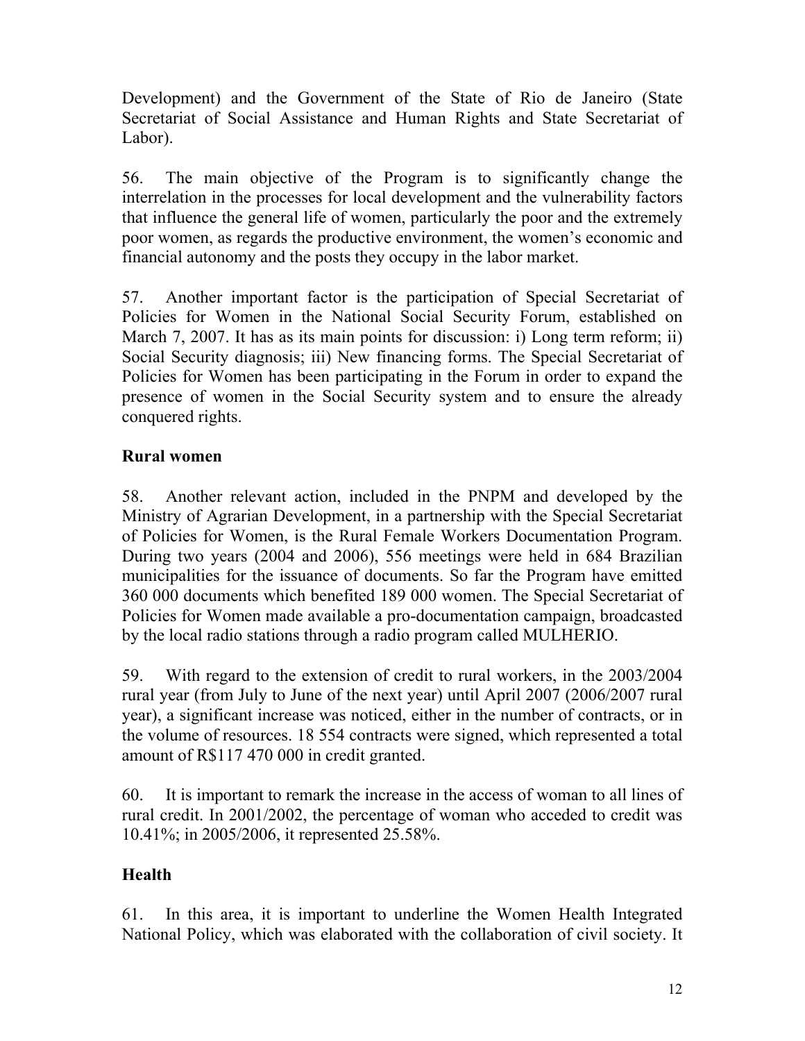Development) and the Government of the State of Rio de Janeiro (State Secretariat of Social Assistance and Human Rights and State Secretariat of Labor).

56. The main objective of the Program is to significantly change the interrelation in the processes for local development and the vulnerability factors that influence the general life of women, particularly the poor and the extremely poor women, as regards the productive environment, the women's economic and financial autonomy and the posts they occupy in the labor market.

57. Another important factor is the participation of Special Secretariat of Policies for Women in the National Social Security Forum, established on March 7, 2007. It has as its main points for discussion: i) Long term reform; ii) Social Security diagnosis; iii) New financing forms. The Special Secretariat of Policies for Women has been participating in the Forum in order to expand the presence of women in the Social Security system and to ensure the already conquered rights.

## Rural women

58. Another relevant action, included in the PNPM and developed by the Ministry of Agrarian Development, in a partnership with the Special Secretariat of Policies for Women, is the Rural Female Workers Documentation Program. During two years (2004 and 2006), 556 meetings were held in 684 Brazilian municipalities for the issuance of documents. So far the Program have emitted 360 000 documents which benefited 189 000 women. The Special Secretariat of Policies for Women made available a pro-documentation campaign, broadcasted by the local radio stations through a radio program called MULHERIO.

59. With regard to the extension of credit to rural workers, in the 2003/2004 rural year (from July to June of the next year) until April 2007 (2006/2007 rural year), a significant increase was noticed, either in the number of contracts, or in the volume of resources. 18 554 contracts were signed, which represented a total amount of R$117 470 000 in credit granted.

60. It is important to remark the increase in the access of woman to all lines of rural credit. In 2001/2002, the percentage of woman who acceded to credit was 10.41%; in 2005/2006, it represented 25.58%.

## Health

61. In this area, it is important to underline the Women Health Integrated National Policy, which was elaborated with the collaboration of civil society. It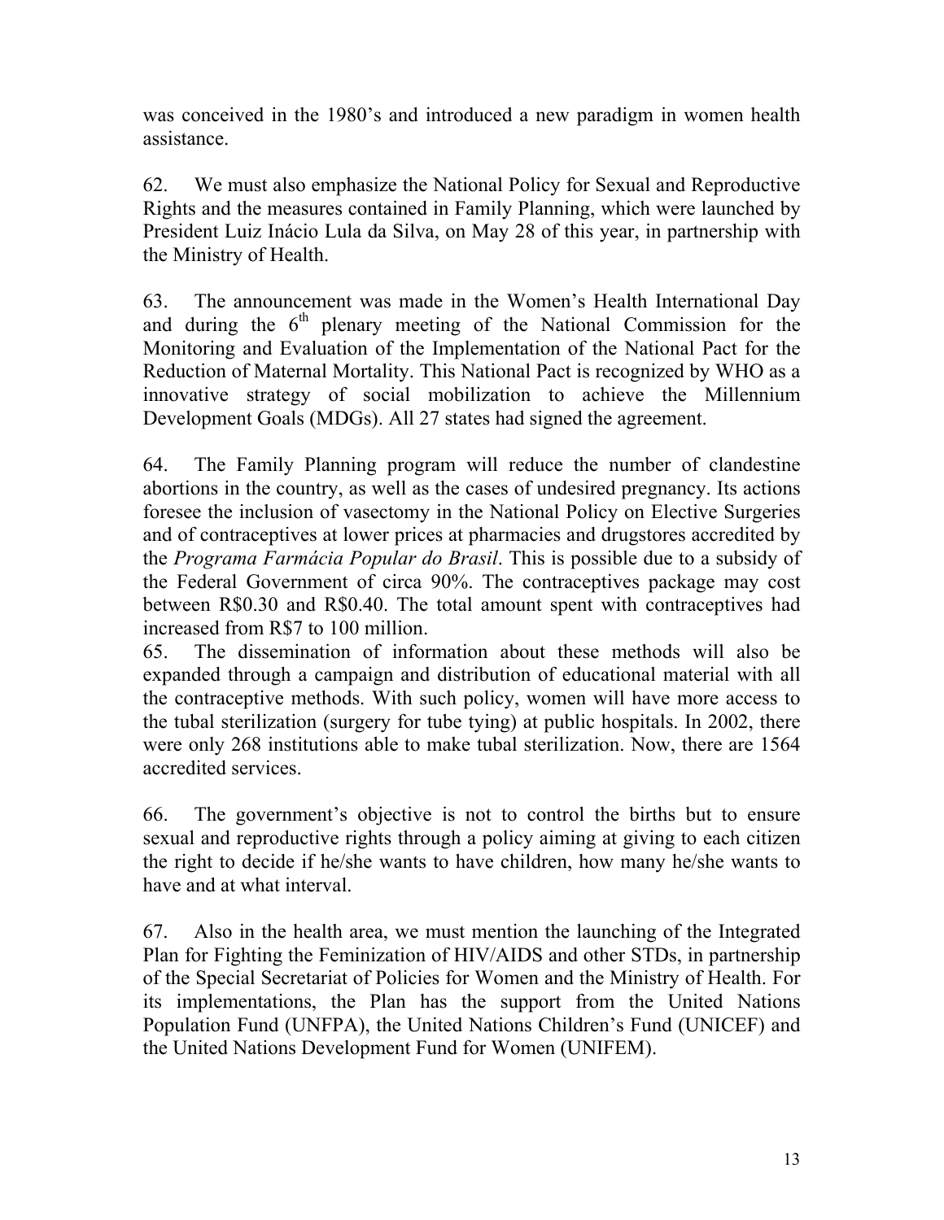was conceived in the 1980's and introduced a new paradigm in women health assistance.

62. We must also emphasize the National Policy for Sexual and Reproductive Rights and the measures contained in Family Planning, which were launched by President Luiz Inácio Lula da Silva, on May 28 of this year, in partnership with the Ministry of Health.

63. The announcement was made in the Women's Health International Day and during the 6th plenary meeting of the National Commission for the Monitoring and Evaluation of the Implementation of the National Pact for the Reduction of Maternal Mortality. This National Pact is recognized by WHO as a innovative strategy of social mobilization to achieve the Millennium Development Goals (MDGs). All 27 states had signed the agreement.

64. The Family Planning program will reduce the number of clandestine abortions in the country, as well as the cases of undesired pregnancy. Its actions foresee the inclusion of vasectomy in the National Policy on Elective Surgeries and of contraceptives at lower prices at pharmacies and drugstores accredited by the *Programa Farmácia Popular do Brasil*. This is possible due to a subsidy of the Federal Government of circa 90%. The contraceptives package may cost between R$0.30 and R$0.40. The total amount spent with contraceptives had increased from R$7 to 100 million.

65. The dissemination of information about these methods will also be expanded through a campaign and distribution of educational material with all the contraceptive methods. With such policy, women will have more access to the tubal sterilization (surgery for tube tying) at public hospitals. In 2002, there were only 268 institutions able to make tubal sterilization. Now, there are 1564 accredited services.

66. The government's objective is not to control the births but to ensure sexual and reproductive rights through a policy aiming at giving to each citizen the right to decide if he/she wants to have children, how many he/she wants to have and at what interval.

67. Also in the health area, we must mention the launching of the Integrated Plan for Fighting the Feminization of HIV/AIDS and other STDs, in partnership of the Special Secretariat of Policies for Women and the Ministry of Health. For its implementations, the Plan has the support from the United Nations Population Fund (UNFPA), the United Nations Children's Fund (UNICEF) and the United Nations Development Fund for Women (UNIFEM).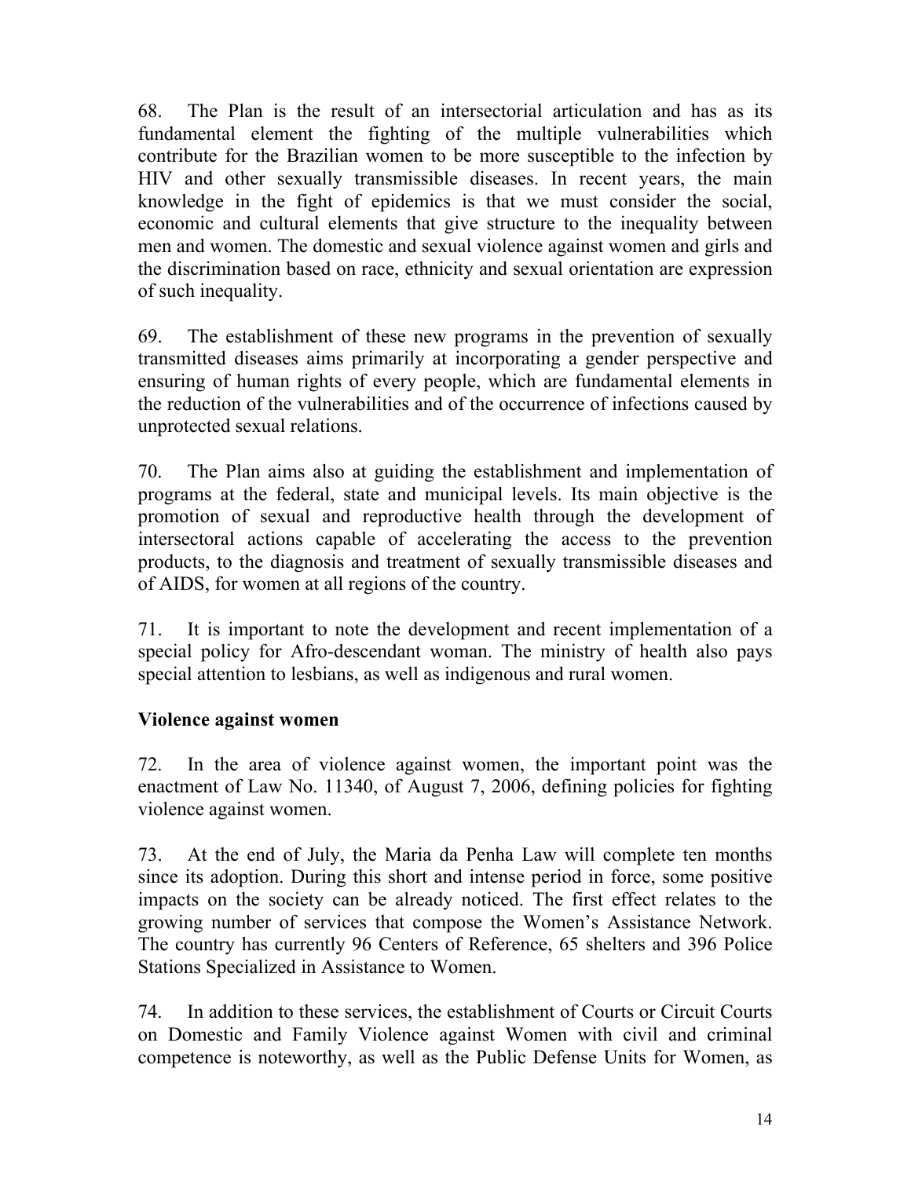68. The Plan is the result of an intersectorial articulation and has as its fundamental element the fighting of the multiple vulnerabilities which contribute for the Brazilian women to be more susceptible to the infection by HIV and other sexually transmissible diseases. In recent years, the main knowledge in the fight of epidemics is that we must consider the social, economic and cultural elements that give structure to the inequality between men and women. The domestic and sexual violence against women and girls and the discrimination based on race, ethnicity and sexual orientation are expression of such inequality.

69. The establishment of these new programs in the prevention of sexually transmitted diseases aims primarily at incorporating a gender perspective and ensuring of human rights of every people, which are fundamental elements in the reduction of the vulnerabilities and of the occurrence of infections caused by unprotected sexual relations.

70. The Plan aims also at guiding the establishment and implementation of programs at the federal, state and municipal levels. Its main objective is the promotion of sexual and reproductive health through the development of intersectoral actions capable of accelerating the access to the prevention products, to the diagnosis and treatment of sexually transmissible diseases and of AIDS, for women at all regions of the country.

71. It is important to note the development and recent implementation of a special policy for Afro-descendant woman. The ministry of health also pays special attention to lesbians, as well as indigenous and rural women.

**Violence against women**

72. In the area of violence against women, the important point was the enactment of Law No. 11340, of August 7, 2006, defining policies for fighting violence against women.

73. At the end of July, the Maria da Penha Law will complete ten months since its adoption. During this short and intense period in force, some positive impacts on the society can be already noticed. The first effect relates to the growing number of services that compose the Women's Assistance Network. The country has currently 96 Centers of Reference, 65 shelters and 396 Police Stations Specialized in Assistance to Women.

74. In addition to these services, the establishment of Courts or Circuit Courts on Domestic and Family Violence against Women with civil and criminal competence is noteworthy, as well as the Public Defense Units for Women, as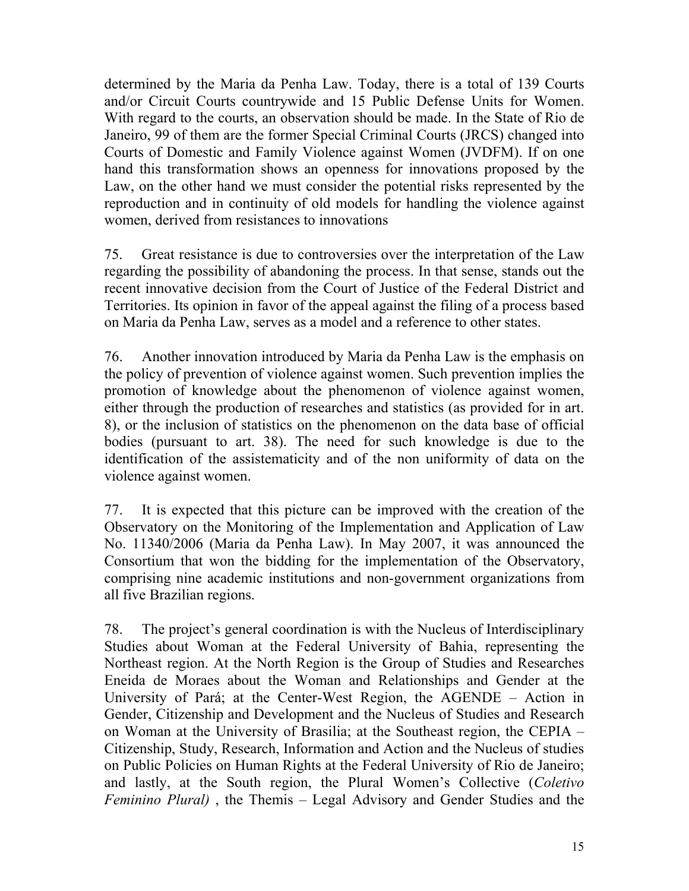determined by the Maria da Penha Law. Today, there is a total of 139 Courts and/or Circuit Courts countrywide and 15 Public Defense Units for Women. With regard to the courts, an observation should be made. In the State of Rio de Janeiro, 99 of them are the former Special Criminal Courts (JRCS) changed into Courts of Domestic and Family Violence against Women (JVDFM). If on one hand this transformation shows an openness for innovations proposed by the Law, on the other hand we must consider the potential risks represented by the reproduction and in continuity of old models for handling the violence against women, derived from resistances to innovations

75. Great resistance is due to controversies over the interpretation of the Law regarding the possibility of abandoning the process. In that sense, stands out the recent innovative decision from the Court of Justice of the Federal District and Territories. Its opinion in favor of the appeal against the filing of a process based on Maria da Penha Law, serves as a model and a reference to other states.

76. Another innovation introduced by Maria da Penha Law is the emphasis on the policy of prevention of violence against women. Such prevention implies the promotion of knowledge about the phenomenon of violence against women, either through the production of researches and statistics (as provided for in art. 8), or the inclusion of statistics on the phenomenon on the data base of official bodies (pursuant to art. 38). The need for such knowledge is due to the identification of the assistematicity and of the non uniformity of data on the violence against women.

77. It is expected that this picture can be improved with the creation of the Observatory on the Monitoring of the Implementation and Application of Law No. 11340/2006 (Maria da Penha Law). In May 2007, it was announced the Consortium that won the bidding for the implementation of the Observatory, comprising nine academic institutions and non-government organizations from all five Brazilian regions.

78. The project's general coordination is with the Nucleus of Interdisciplinary Studies about Woman at the Federal University of Bahia, representing the Northeast region. At the North Region is the Group of Studies and Researches Eneida de Moraes about the Woman and Relationships and Gender at the University of Pará; at the Center-West Region, the AGENDE – Action in Gender, Citizenship and Development and the Nucleus of Studies and Research on Woman at the University of Brasilia; at the Southeast region, the CEPIA – Citizenship, Study, Research, Information and Action and the Nucleus of studies on Public Policies on Human Rights at the Federal University of Rio de Janeiro; and lastly, at the South region, the Plural Women's Collective (*Coletivo Feminino Plural)* , the Themis – Legal Advisory and Gender Studies and the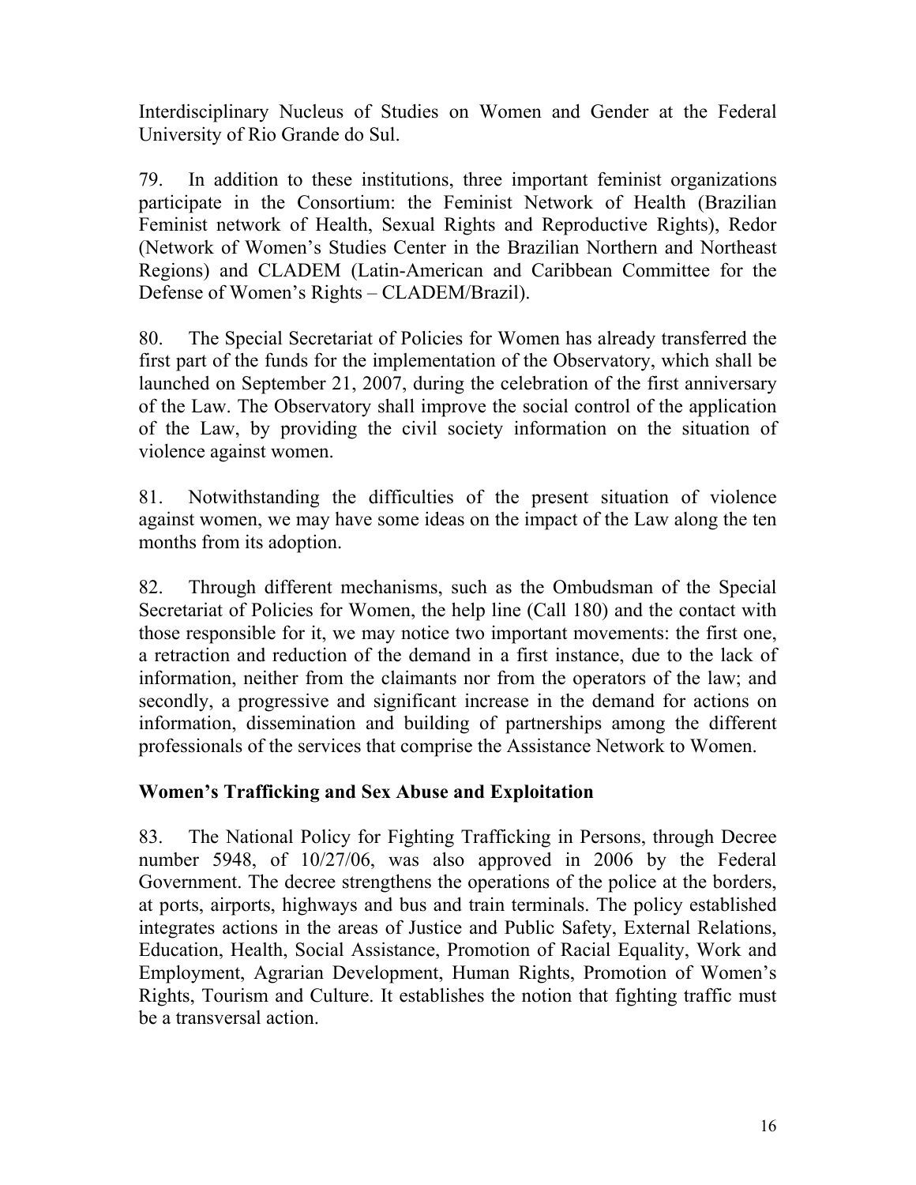Interdisciplinary Nucleus of Studies on Women and Gender at the Federal University of Rio Grande do Sul.

79. In addition to these institutions, three important feminist organizations participate in the Consortium: the Feminist Network of Health (Brazilian Feminist network of Health, Sexual Rights and Reproductive Rights), Redor (Network of Women's Studies Center in the Brazilian Northern and Northeast Regions) and CLADEM (Latin-American and Caribbean Committee for the Defense of Women's Rights – CLADEM/Brazil).

80. The Special Secretariat of Policies for Women has already transferred the first part of the funds for the implementation of the Observatory, which shall be launched on September 21, 2007, during the celebration of the first anniversary of the Law. The Observatory shall improve the social control of the application of the Law, by providing the civil society information on the situation of violence against women.

81. Notwithstanding the difficulties of the present situation of violence against women, we may have some ideas on the impact of the Law along the ten months from its adoption.

82. Through different mechanisms, such as the Ombudsman of the Special Secretariat of Policies for Women, the help line (Call 180) and the contact with those responsible for it, we may notice two important movements: the first one, a retraction and reduction of the demand in a first instance, due to the lack of information, neither from the claimants nor from the operators of the law; and secondly, a progressive and significant increase in the demand for actions on information, dissemination and building of partnerships among the different professionals of the services that comprise the Assistance Network to Women.

## Women's Trafficking and Sex Abuse and Exploitation

83. The National Policy for Fighting Trafficking in Persons, through Decree number 5948, of 10/27/06, was also approved in 2006 by the Federal Government. The decree strengthens the operations of the police at the borders, at ports, airports, highways and bus and train terminals. The policy established integrates actions in the areas of Justice and Public Safety, External Relations, Education, Health, Social Assistance, Promotion of Racial Equality, Work and Employment, Agrarian Development, Human Rights, Promotion of Women's Rights, Tourism and Culture. It establishes the notion that fighting traffic must be a transversal action.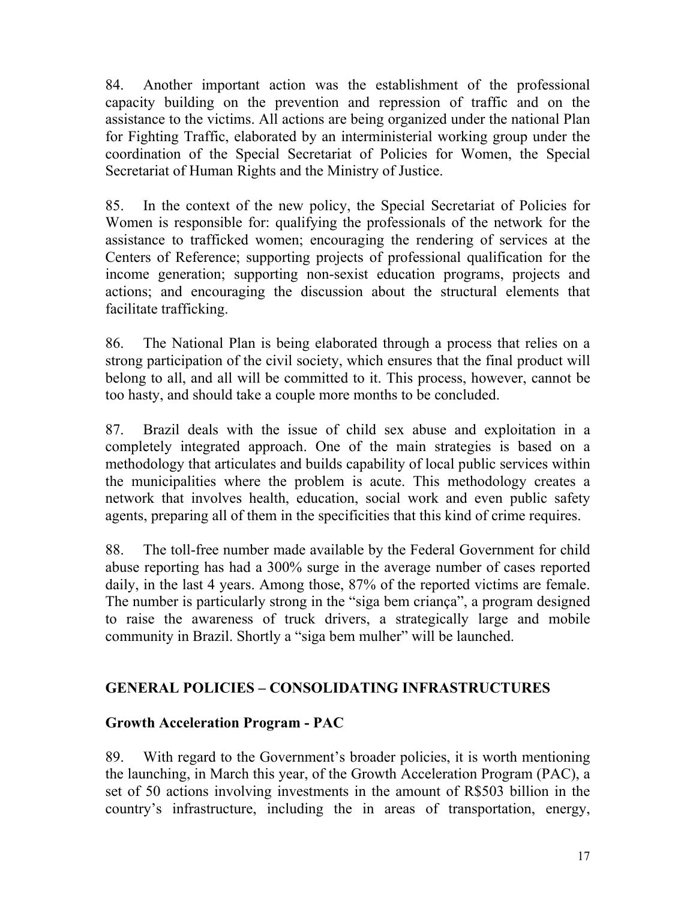84. Another important action was the establishment of the professional capacity building on the prevention and repression of traffic and on the assistance to the victims. All actions are being organized under the national Plan for Fighting Traffic, elaborated by an interministerial working group under the coordination of the Special Secretariat of Policies for Women, the Special Secretariat of Human Rights and the Ministry of Justice.

85. In the context of the new policy, the Special Secretariat of Policies for Women is responsible for: qualifying the professionals of the network for the assistance to trafficked women; encouraging the rendering of services at the Centers of Reference; supporting projects of professional qualification for the income generation; supporting non-sexist education programs, projects and actions; and encouraging the discussion about the structural elements that facilitate trafficking.

86. The National Plan is being elaborated through a process that relies on a strong participation of the civil society, which ensures that the final product will belong to all, and all will be committed to it. This process, however, cannot be too hasty, and should take a couple more months to be concluded.

87. Brazil deals with the issue of child sex abuse and exploitation in a completely integrated approach. One of the main strategies is based on a methodology that articulates and builds capability of local public services within the municipalities where the problem is acute. This methodology creates a network that involves health, education, social work and even public safety agents, preparing all of them in the specificities that this kind of crime requires.

88. The toll-free number made available by the Federal Government for child abuse reporting has had a 300% surge in the average number of cases reported daily, in the last 4 years. Among those, 87% of the reported victims are female. The number is particularly strong in the "siga bem criança", a program designed to raise the awareness of truck drivers, a strategically large and mobile community in Brazil. Shortly a "siga bem mulher" will be launched.

## GENERAL POLICIES – CONSOLIDATING INFRASTRUCTURES

### Growth Acceleration Program - PAC

89. With regard to the Government's broader policies, it is worth mentioning the launching, in March this year, of the Growth Acceleration Program (PAC), a set of 50 actions involving investments in the amount of R$503 billion in the country's infrastructure, including the in areas of transportation, energy,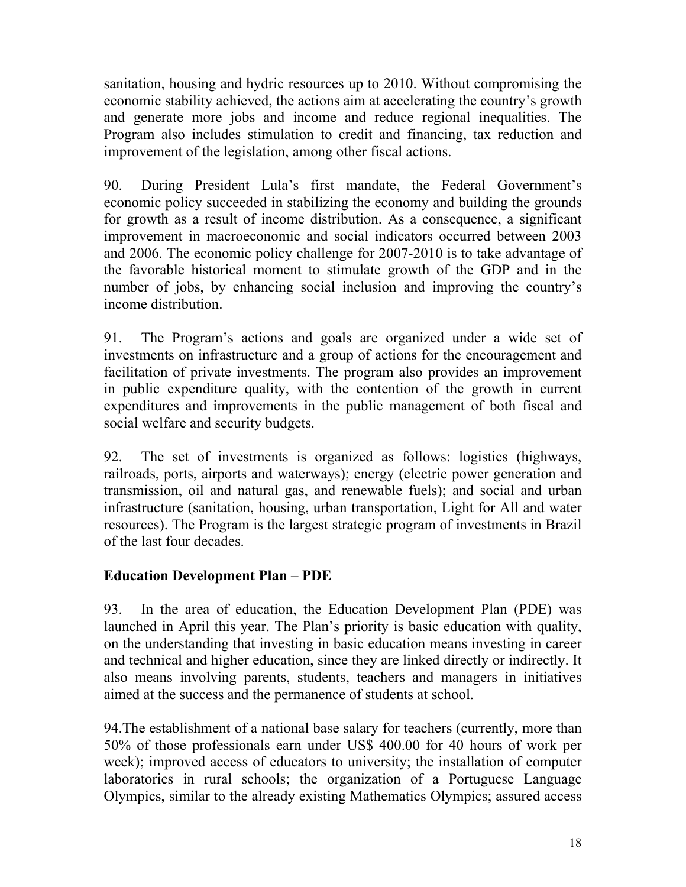sanitation, housing and hydric resources up to 2010. Without compromising the economic stability achieved, the actions aim at accelerating the country's growth and generate more jobs and income and reduce regional inequalities. The Program also includes stimulation to credit and financing, tax reduction and improvement of the legislation, among other fiscal actions.

90. During President Lula's first mandate, the Federal Government's economic policy succeeded in stabilizing the economy and building the grounds for growth as a result of income distribution. As a consequence, a significant improvement in macroeconomic and social indicators occurred between 2003 and 2006. The economic policy challenge for 2007-2010 is to take advantage of the favorable historical moment to stimulate growth of the GDP and in the number of jobs, by enhancing social inclusion and improving the country's income distribution.

91. The Program's actions and goals are organized under a wide set of investments on infrastructure and a group of actions for the encouragement and facilitation of private investments. The program also provides an improvement in public expenditure quality, with the contention of the growth in current expenditures and improvements in the public management of both fiscal and social welfare and security budgets.

92. The set of investments is organized as follows: logistics (highways, railroads, ports, airports and waterways); energy (electric power generation and transmission, oil and natural gas, and renewable fuels); and social and urban infrastructure (sanitation, housing, urban transportation, Light for All and water resources). The Program is the largest strategic program of investments in Brazil of the last four decades.

**Education Development Plan – PDE**

93. In the area of education, the Education Development Plan (PDE) was launched in April this year. The Plan's priority is basic education with quality, on the understanding that investing in basic education means investing in career and technical and higher education, since they are linked directly or indirectly. It also means involving parents, students, teachers and managers in initiatives aimed at the success and the permanence of students at school.

94.The establishment of a national base salary for teachers (currently, more than 50% of those professionals earn under US$ 400.00 for 40 hours of work per week); improved access of educators to university; the installation of computer laboratories in rural schools; the organization of a Portuguese Language Olympics, similar to the already existing Mathematics Olympics; assured access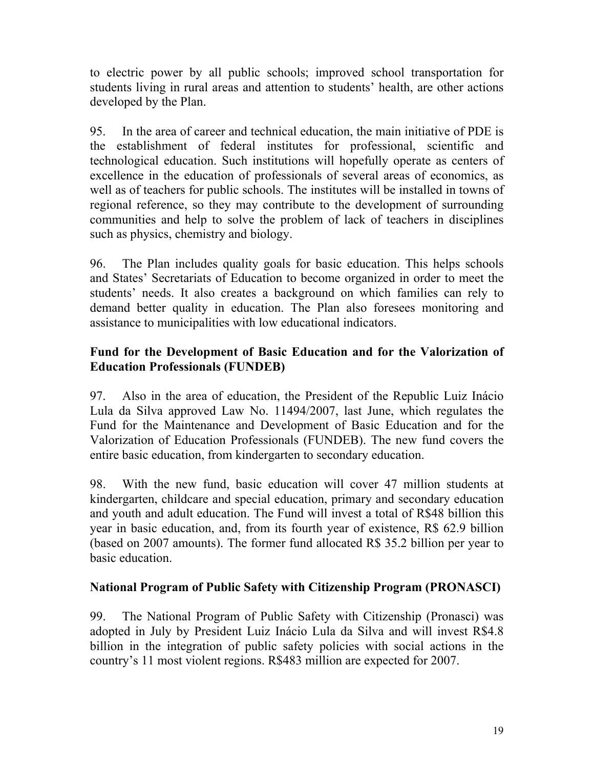to electric power by all public schools; improved school transportation for students living in rural areas and attention to students' health, are other actions developed by the Plan.

95. In the area of career and technical education, the main initiative of PDE is the establishment of federal institutes for professional, scientific and technological education. Such institutions will hopefully operate as centers of excellence in the education of professionals of several areas of economics, as well as of teachers for public schools. The institutes will be installed in towns of regional reference, so they may contribute to the development of surrounding communities and help to solve the problem of lack of teachers in disciplines such as physics, chemistry and biology.

96. The Plan includes quality goals for basic education. This helps schools and States' Secretariats of Education to become organized in order to meet the students' needs. It also creates a background on which families can rely to demand better quality in education. The Plan also foresees monitoring and assistance to municipalities with low educational indicators.

## Fund for the Development of Basic Education and for the Valorization of Education Professionals (FUNDEB)

97. Also in the area of education, the President of the Republic Luiz Inácio Lula da Silva approved Law No. 11494/2007, last June, which regulates the Fund for the Maintenance and Development of Basic Education and for the Valorization of Education Professionals (FUNDEB). The new fund covers the entire basic education, from kindergarten to secondary education.

98. With the new fund, basic education will cover 47 million students at kindergarten, childcare and special education, primary and secondary education and youth and adult education. The Fund will invest a total of R$48 billion this year in basic education, and, from its fourth year of existence, R$ 62.9 billion (based on 2007 amounts). The former fund allocated R$ 35.2 billion per year to basic education.

## National Program of Public Safety with Citizenship Program (PRONASCI)

99. The National Program of Public Safety with Citizenship (Pronasci) was adopted in July by President Luiz Inácio Lula da Silva and will invest R$4.8 billion in the integration of public safety policies with social actions in the country's 11 most violent regions. R$483 million are expected for 2007.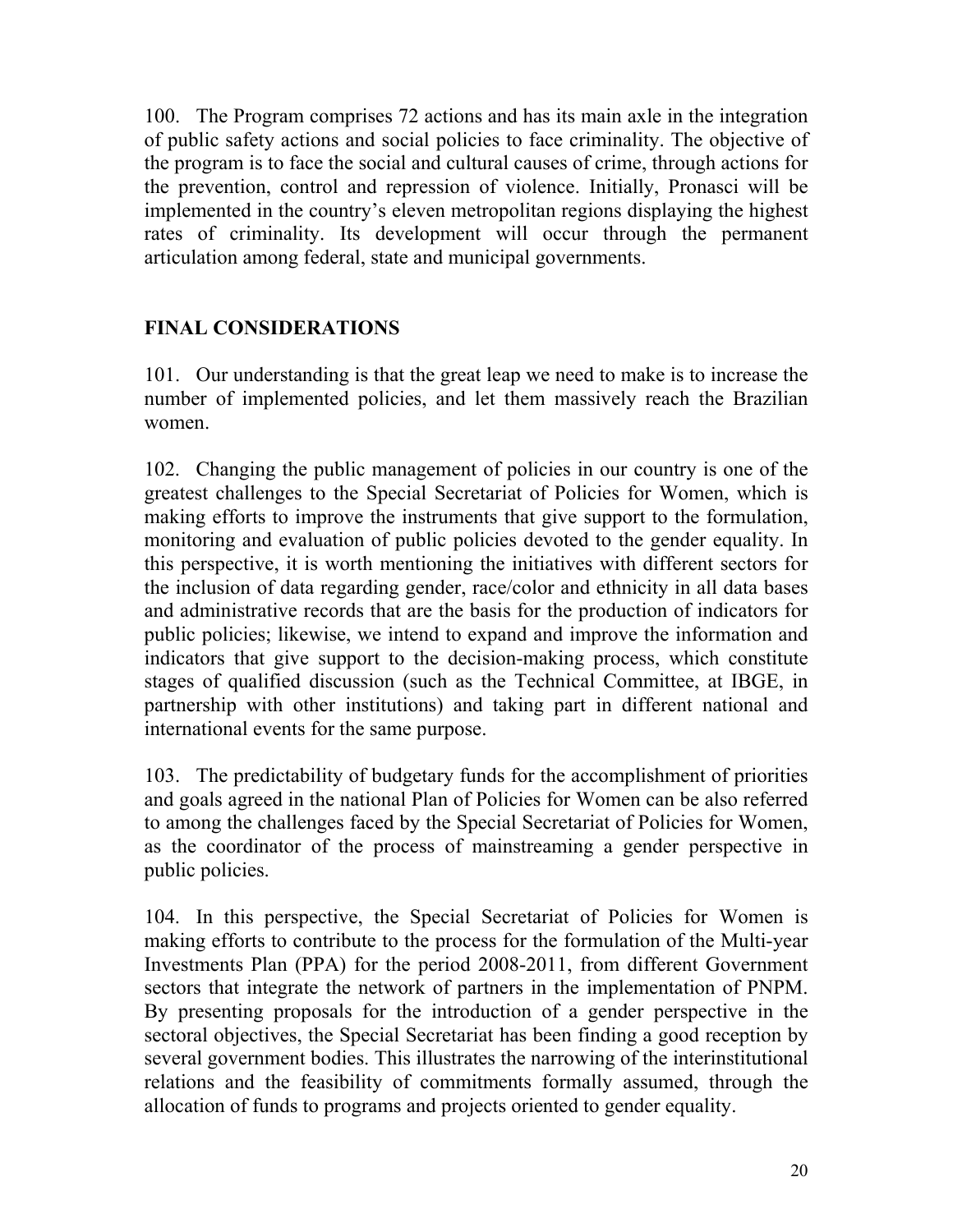100. The Program comprises 72 actions and has its main axle in the integration of public safety actions and social policies to face criminality. The objective of the program is to face the social and cultural causes of crime, through actions for the prevention, control and repression of violence. Initially, Pronasci will be implemented in the country's eleven metropolitan regions displaying the highest rates of criminality. Its development will occur through the permanent articulation among federal, state and municipal governments.

## FINAL CONSIDERATIONS

101. Our understanding is that the great leap we need to make is to increase the number of implemented policies, and let them massively reach the Brazilian women.

102. Changing the public management of policies in our country is one of the greatest challenges to the Special Secretariat of Policies for Women, which is making efforts to improve the instruments that give support to the formulation, monitoring and evaluation of public policies devoted to the gender equality. In this perspective, it is worth mentioning the initiatives with different sectors for the inclusion of data regarding gender, race/color and ethnicity in all data bases and administrative records that are the basis for the production of indicators for public policies; likewise, we intend to expand and improve the information and indicators that give support to the decision-making process, which constitute stages of qualified discussion (such as the Technical Committee, at IBGE, in partnership with other institutions) and taking part in different national and international events for the same purpose.

103. The predictability of budgetary funds for the accomplishment of priorities and goals agreed in the national Plan of Policies for Women can be also referred to among the challenges faced by the Special Secretariat of Policies for Women, as the coordinator of the process of mainstreaming a gender perspective in public policies.

104. In this perspective, the Special Secretariat of Policies for Women is making efforts to contribute to the process for the formulation of the Multi-year Investments Plan (PPA) for the period 2008-2011, from different Government sectors that integrate the network of partners in the implementation of PNPM. By presenting proposals for the introduction of a gender perspective in the sectoral objectives, the Special Secretariat has been finding a good reception by several government bodies. This illustrates the narrowing of the interinstitutional relations and the feasibility of commitments formally assumed, through the allocation of funds to programs and projects oriented to gender equality.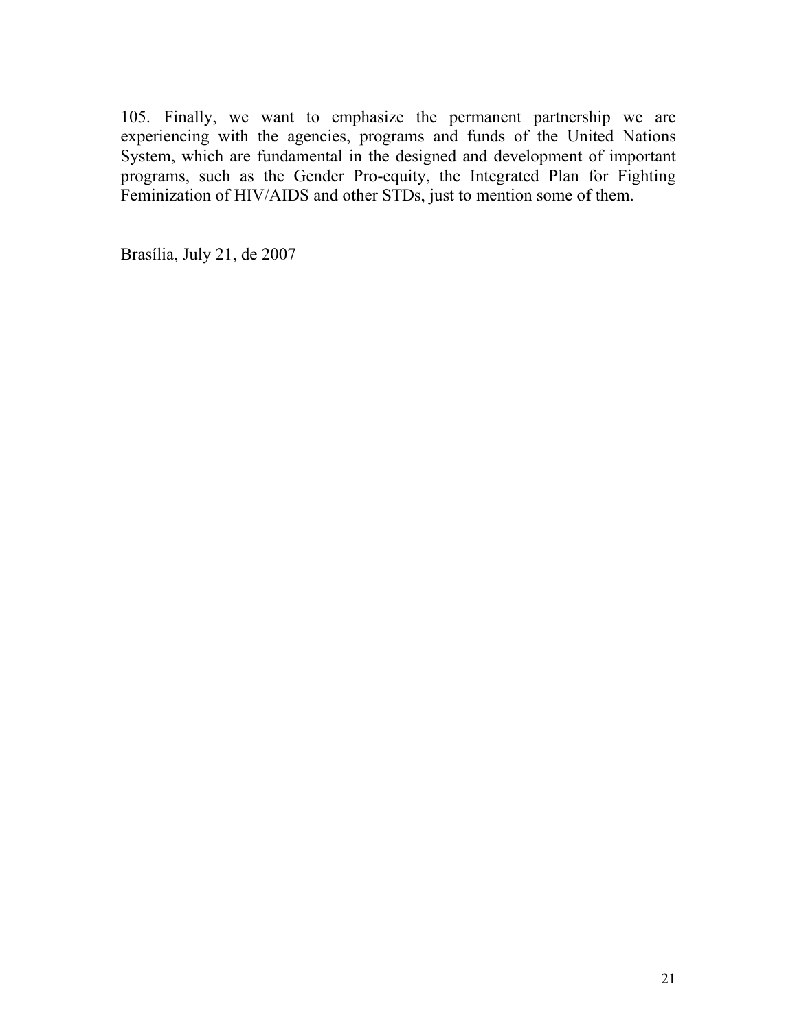105. Finally, we want to emphasize the permanent partnership we are experiencing with the agencies, programs and funds of the United Nations System, which are fundamental in the designed and development of important programs, such as the Gender Pro-equity, the Integrated Plan for Fighting Feminization of HIV/AIDS and other STDs, just to mention some of them.

Brasília, July 21, de 2007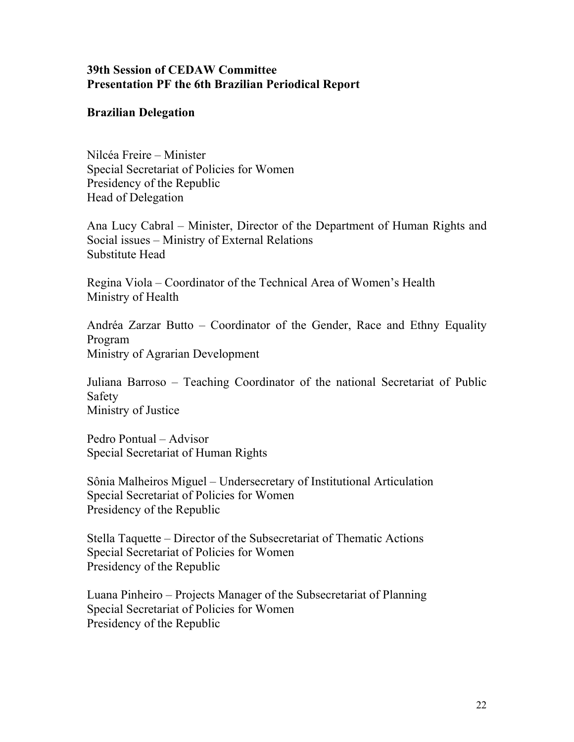**39th Session of CEDAW Committee**
**Presentation PF the 6th Brazilian Periodical Report**

**Brazilian Delegation**

Nilcéa Freire – Minister
Special Secretariat of Policies for Women
Presidency of the Republic
Head of Delegation

Ana Lucy Cabral – Minister, Director of the Department of Human Rights and Social issues – Ministry of External Relations
Substitute Head

Regina Viola – Coordinator of the Technical Area of Women's Health
Ministry of Health

Andréa Zarzar Butto – Coordinator of the Gender, Race and Ethny Equality Program
Ministry of Agrarian Development

Juliana Barroso – Teaching Coordinator of the national Secretariat of Public Safety
Ministry of Justice

Pedro Pontual – Advisor
Special Secretariat of Human Rights

Sônia Malheiros Miguel – Undersecretary of Institutional Articulation
Special Secretariat of Policies for Women
Presidency of the Republic

Stella Taquette – Director of the Subsecretariat of Thematic Actions
Special Secretariat of Policies for Women
Presidency of the Republic

Luana Pinheiro – Projects Manager of the Subsecretariat of Planning
Special Secretariat of Policies for Women
Presidency of the Republic